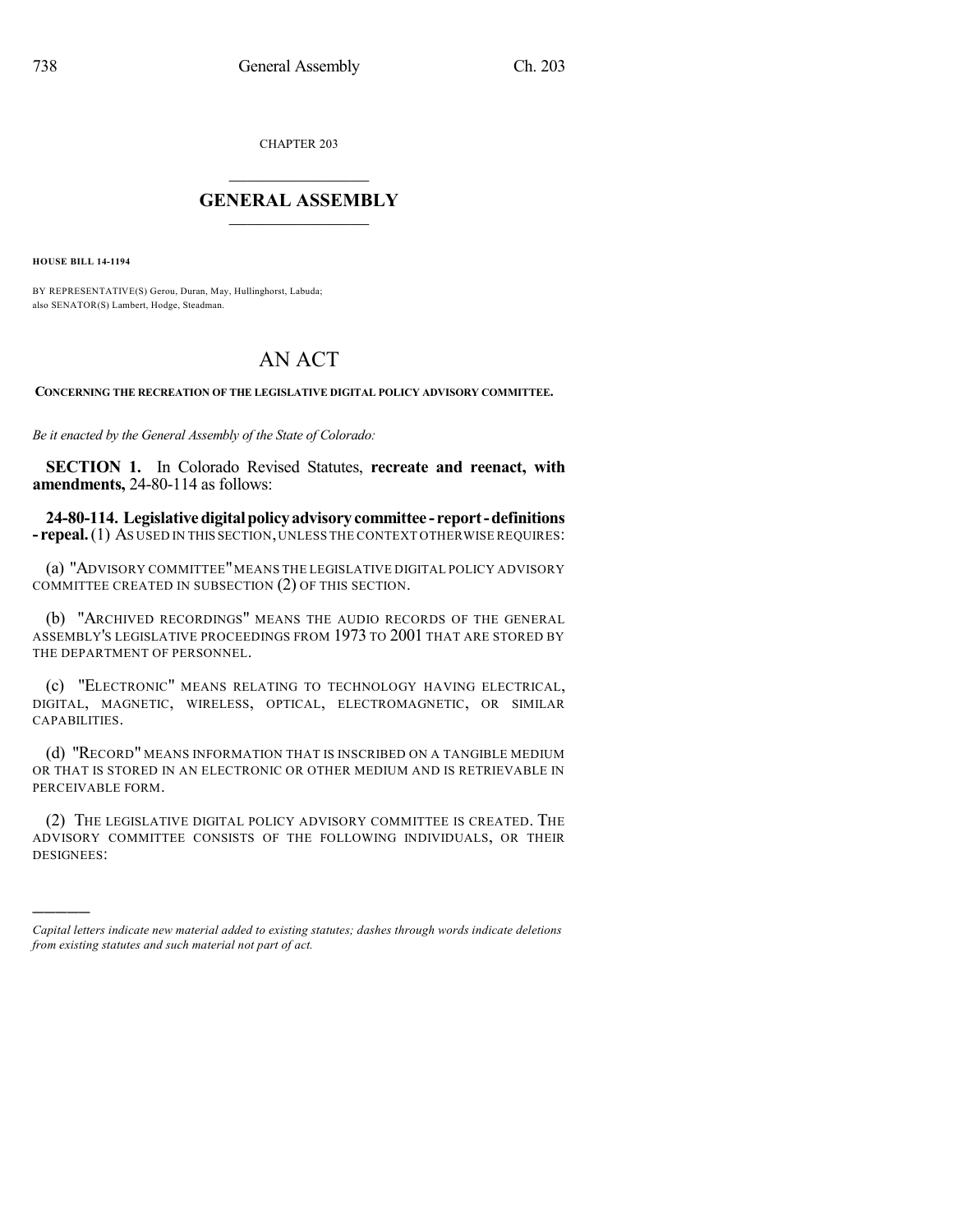CHAPTER 203

## GENERAL ASSEMBLY

**HOUSE BILL 14-1194**

BY REPRESENTATIVE(S) Gerou, Duran, May, Hullinghorst, Labuda; also SENATOR(S) Lambert, Hodge, Steadman.

# AN ACT

**CONCERNING THE RECREATION OF THE LEGISLATIVE DIGITAL POLICY ADVISORY COMMITTEE.**

*Be it enacted by the General Assembly of the State of Colorado:*

**SECTION 1.** In Colorado Revised Statutes, **recreate and reenact, with amendments,** 24-80-114 as follows:

**24-80-114. Legislative digital policy advisory committee - report - definitions - repeal.** (1) AS USED IN THIS SECTION, UNLESS THE CONTEXT OTHERWISE REQUIRES:

(a) "ADVISORY COMMITTEE" MEANS THE LEGISLATIVE DIGITAL POLICY ADVISORY COMMITTEE CREATED IN SUBSECTION (2) OF THIS SECTION.

(b) "ARCHIVED RECORDINGS" MEANS THE AUDIO RECORDS OF THE GENERAL ASSEMBLY'S LEGISLATIVE PROCEEDINGS FROM 1973 TO 2001 THAT ARE STORED BY THE DEPARTMENT OF PERSONNEL.

(c) "ELECTRONIC" MEANS RELATING TO TECHNOLOGY HAVING ELECTRICAL, DIGITAL, MAGNETIC, WIRELESS, OPTICAL, ELECTROMAGNETIC, OR SIMILAR CAPABILITIES.

(d) "RECORD" MEANS INFORMATION THAT IS INSCRIBED ON A TANGIBLE MEDIUM OR THAT IS STORED IN AN ELECTRONIC OR OTHER MEDIUM AND IS RETRIEVABLE IN PERCEIVABLE FORM.

(2) THE LEGISLATIVE DIGITAL POLICY ADVISORY COMMITTEE IS CREATED. THE ADVISORY COMMITTEE CONSISTS OF THE FOLLOWING INDIVIDUALS, OR THEIR DESIGNEES:

---

*Capital letters indicate new material added to existing statutes; dashes through words indicate deletions from existing statutes and such material not part of act.*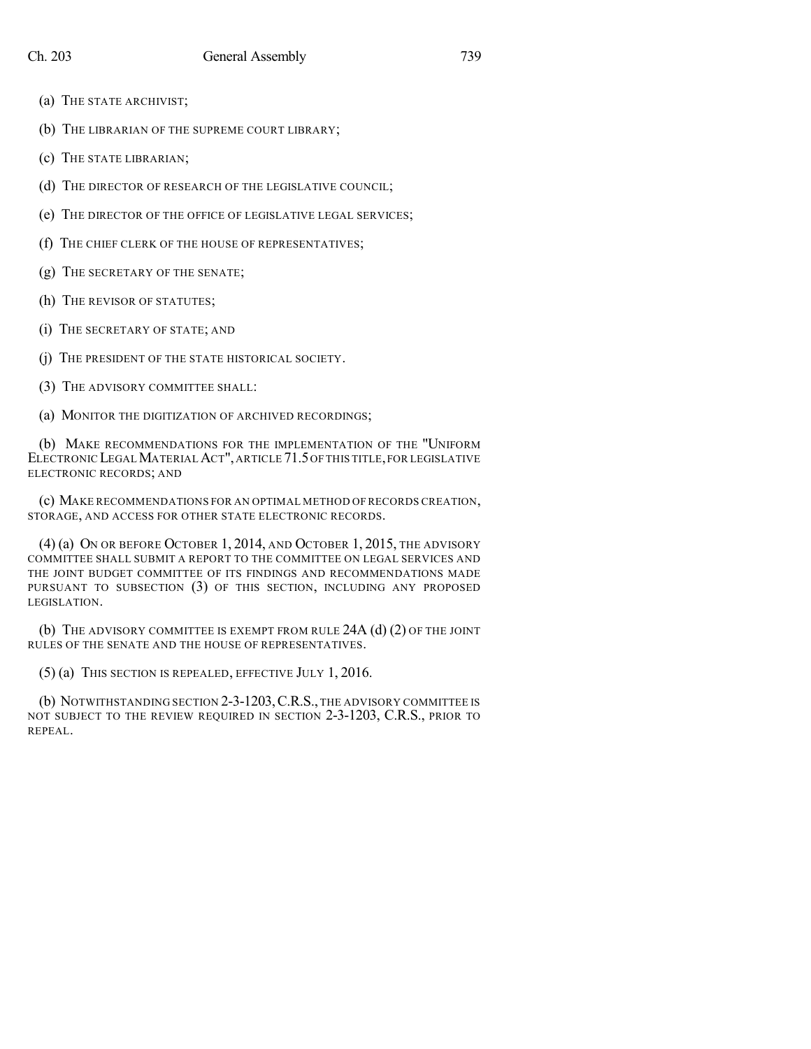(a) THE STATE ARCHIVIST;

(b) THE LIBRARIAN OF THE SUPREME COURT LIBRARY;

(c) THE STATE LIBRARIAN;

(d) THE DIRECTOR OF RESEARCH OF THE LEGISLATIVE COUNCIL;

(e) THE DIRECTOR OF THE OFFICE OF LEGISLATIVE LEGAL SERVICES;

(f) THE CHIEF CLERK OF THE HOUSE OF REPRESENTATIVES;

(g) THE SECRETARY OF THE SENATE;

(h) THE REVISOR OF STATUTES;

(i) THE SECRETARY OF STATE; AND

(j) THE PRESIDENT OF THE STATE HISTORICAL SOCIETY.

(3) THE ADVISORY COMMITTEE SHALL:

(a) MONITOR THE DIGITIZATION OF ARCHIVED RECORDINGS;

(b) MAKE RECOMMENDATIONS FOR THE IMPLEMENTATION OF THE "UNIFORM ELECTRONIC LEGAL MATERIAL ACT", ARTICLE 71.5 OF THIS TITLE, FOR LEGISLATIVE ELECTRONIC RECORDS; AND

(c) MAKE RECOMMENDATIONS FOR AN OPTIMAL METHOD OF RECORDS CREATION, STORAGE, AND ACCESS FOR OTHER STATE ELECTRONIC RECORDS.

(4) (a) ON OR BEFORE OCTOBER 1, 2014, AND OCTOBER 1, 2015, THE ADVISORY COMMITTEE SHALL SUBMIT A REPORT TO THE COMMITTEE ON LEGAL SERVICES AND THE JOINT BUDGET COMMITTEE OF ITS FINDINGS AND RECOMMENDATIONS MADE PURSUANT TO SUBSECTION (3) OF THIS SECTION, INCLUDING ANY PROPOSED LEGISLATION.

(b) THE ADVISORY COMMITTEE IS EXEMPT FROM RULE 24A (d) (2) OF THE JOINT RULES OF THE SENATE AND THE HOUSE OF REPRESENTATIVES.

(5) (a) THIS SECTION IS REPEALED, EFFECTIVE JULY 1, 2016.

(b) NOTWITHSTANDING SECTION 2-3-1203, C.R.S., THE ADVISORY COMMITTEE IS NOT SUBJECT TO THE REVIEW REQUIRED IN SECTION 2-3-1203, C.R.S., PRIOR TO REPEAL.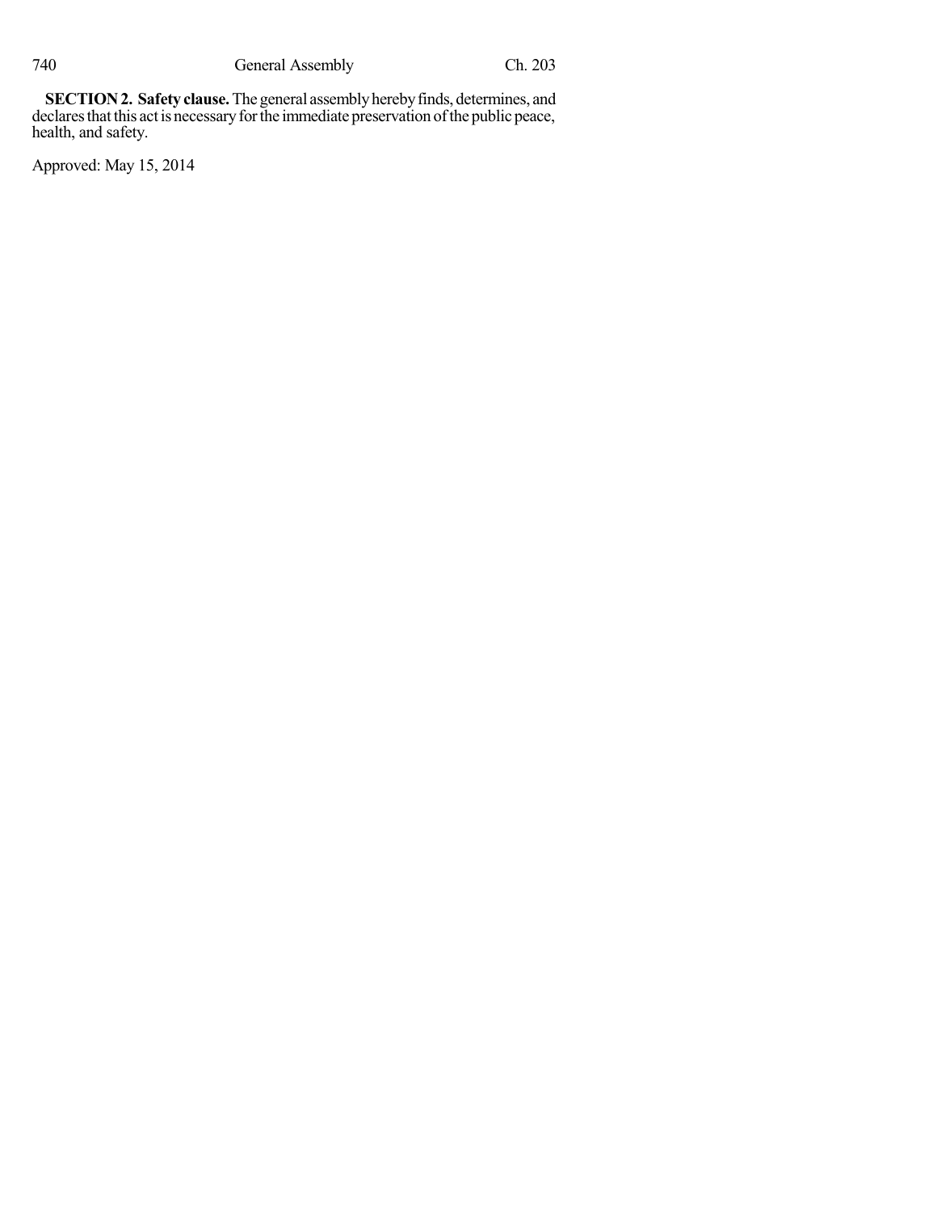**SECTION 2. Safety clause.** The general assembly hereby finds, determines, and declares that this act is necessary for the immediate preservation of the public peace, health, and safety.

Approved: May 15, 2014